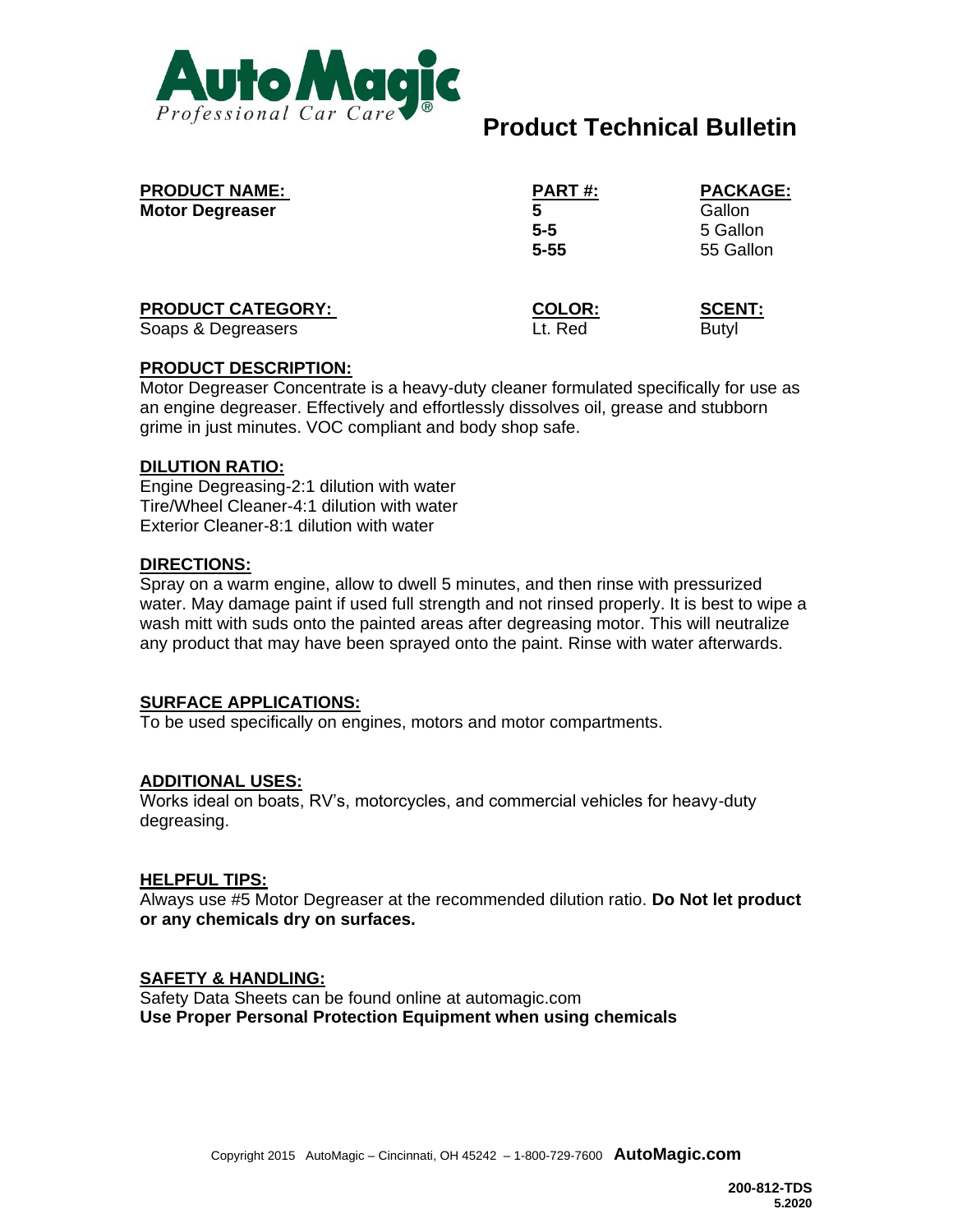Auto Magic
*Professional Car Care*®

# Product Technical Bulletin

| PRODUCT NAME: | PART #: | PACKAGE: |
| --- | --- | --- |
| **Motor Degreaser** | **5** | Gallon |
| | **5-5** | 5 Gallon |
| | **5-55** | 55 Gallon |

| PRODUCT CATEGORY: | COLOR: | SCENT: |
| --- | --- | --- |
| Soaps & Degreasers | Lt. Red | Butyl |

## PRODUCT DESCRIPTION:

Motor Degreaser Concentrate is a heavy-duty cleaner formulated specifically for use as an engine degreaser. Effectively and effortlessly dissolves oil, grease and stubborn grime in just minutes. VOC compliant and body shop safe.

## DILUTION RATIO:

Engine Degreasing-2:1 dilution with water
Tire/Wheel Cleaner-4:1 dilution with water
Exterior Cleaner-8:1 dilution with water

## DIRECTIONS:

Spray on a warm engine, allow to dwell 5 minutes, and then rinse with pressurized water. May damage paint if used full strength and not rinsed properly. It is best to wipe a wash mitt with suds onto the painted areas after degreasing motor. This will neutralize any product that may have been sprayed onto the paint. Rinse with water afterwards.

## SURFACE APPLICATIONS:

To be used specifically on engines, motors and motor compartments.

## ADDITIONAL USES:

Works ideal on boats, RV's, motorcycles, and commercial vehicles for heavy-duty degreasing.

## HELPFUL TIPS:

Always use #5 Motor Degreaser at the recommended dilution ratio. **Do Not let product or any chemicals dry on surfaces.**

## SAFETY & HANDLING:

Safety Data Sheets can be found online at automagic.com
**Use Proper Personal Protection Equipment when using chemicals**

Copyright 2015 AutoMagic – Cincinnati, OH 45242 – 1-800-729-7600 **AutoMagic.com**

**200-812-TDS**
**5.2020**